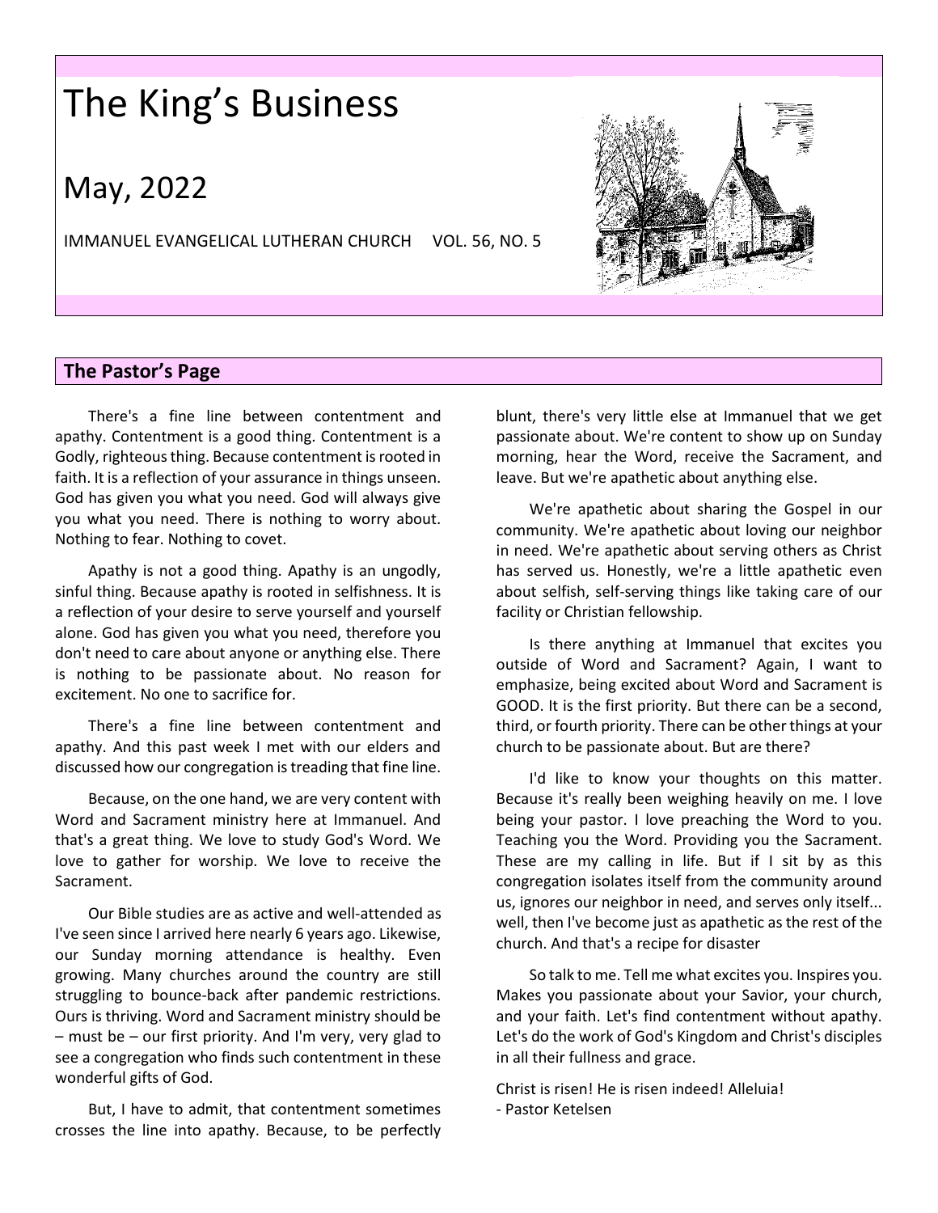# The King's Business

## May, 2022

IMMANUEL EVANGELICAL LUTHERAN CHURCH VOL. 56, NO. 5

## The Pastor's Page

There's a fine line between contentment and apathy. Contentment is a good thing. Contentment is a Godly, righteous thing. Because contentment is rooted in faith. It is a reflection of your assurance in things unseen. God has given you what you need. God will always give you what you need. There is nothing to worry about. Nothing to fear. Nothing to covet.

Apathy is not a good thing. Apathy is an ungodly, sinful thing. Because apathy is rooted in selfishness. It is a reflection of your desire to serve yourself and yourself alone. God has given you what you need, therefore you don't need to care about anyone or anything else. There is nothing to be passionate about. No reason for excitement. No one to sacrifice for.

There's a fine line between contentment and apathy. And this past week I met with our elders and discussed how our congregation is treading that fine line.

Because, on the one hand, we are very content with Word and Sacrament ministry here at Immanuel. And that's a great thing. We love to study God's Word. We love to gather for worship. We love to receive the Sacrament.

Our Bible studies are as active and well-attended as I've seen since I arrived here nearly 6 years ago. Likewise, our Sunday morning attendance is healthy. Even growing. Many churches around the country are still struggling to bounce-back after pandemic restrictions. Ours is thriving. Word and Sacrament ministry should be – must be – our first priority. And I'm very, very glad to see a congregation who finds such contentment in these wonderful gifts of God.

But, I have to admit, that contentment sometimes crosses the line into apathy. Because, to be perfectly blunt, there's very little else at Immanuel that we get passionate about. We're content to show up on Sunday morning, hear the Word, receive the Sacrament, and leave. But we're apathetic about anything else.

We're apathetic about sharing the Gospel in our community. We're apathetic about loving our neighbor in need. We're apathetic about serving others as Christ has served us. Honestly, we're a little apathetic even about selfish, self-serving things like taking care of our facility or Christian fellowship.

Is there anything at Immanuel that excites you outside of Word and Sacrament? Again, I want to emphasize, being excited about Word and Sacrament is GOOD. It is the first priority. But there can be a second, third, or fourth priority. There can be other things at your church to be passionate about. But are there?

I'd like to know your thoughts on this matter. Because it's really been weighing heavily on me. I love being your pastor. I love preaching the Word to you. Teaching you the Word. Providing you the Sacrament. These are my calling in life. But if I sit by as this congregation isolates itself from the community around us, ignores our neighbor in need, and serves only itself... well, then I've become just as apathetic as the rest of the church. And that's a recipe for disaster

So talk to me. Tell me what excites you. Inspires you. Makes you passionate about your Savior, your church, and your faith. Let's find contentment without apathy. Let's do the work of God's Kingdom and Christ's disciples in all their fullness and grace.

Christ is risen! He is risen indeed! Alleluia!
- Pastor Ketelsen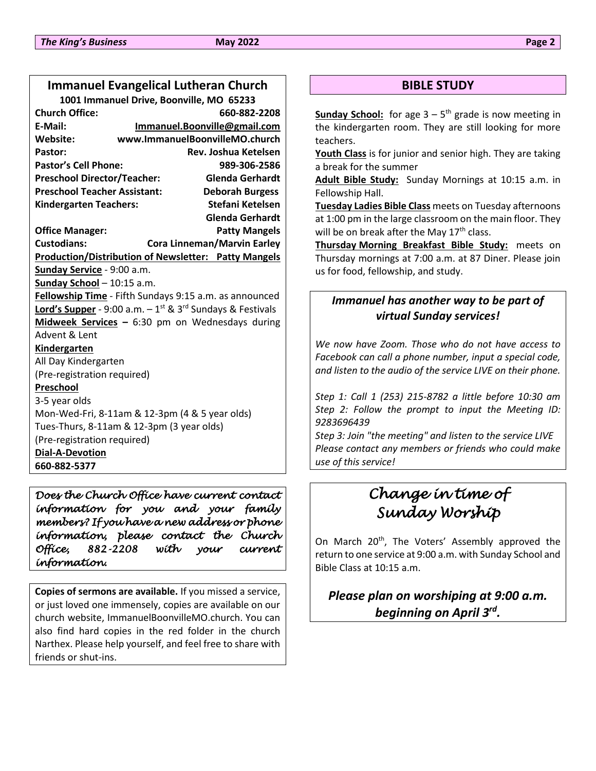## Immanuel Evangelical Lutheran Church

**1001 Immanuel Drive, Boonville, MO 65233**

| | |
|---|---|
| **Church Office:** | **660-882-2208** |
| **E-Mail:** | **Immanuel.Boonville@gmail.com** |
| **Website:** | **www.ImmanuelBoonvilleMO.church** |
| **Pastor:** | **Rev. Joshua Ketelsen** |
| **Pastor's Cell Phone:** | **989-306-2586** |
| **Preschool Director/Teacher:** | **Glenda Gerhardt** |
| **Preschool Teacher Assistant:** | **Deborah Burgess** |
| **Kindergarten Teachers:** | **Stefani Ketelsen** |
| | **Glenda Gerhardt** |
| **Office Manager:** | **Patty Mangels** |
| **Custodians:** | **Cora Linneman/Marvin Earley** |

**Production/Distribution of Newsletter: Patty Mangels**

**Sunday Service** - 9:00 a.m.

**Sunday School** – 10:15 a.m.

**Fellowship Time** - Fifth Sundays 9:15 a.m. as announced

**Lord's Supper** - 9:00 a.m. – 1st & 3rd Sundays & Festivals

**Midweek Services –** 6:30 pm on Wednesdays during Advent & Lent

**Kindergarten**

All Day Kindergarten

(Pre-registration required)

**Preschool**

3-5 year olds

Mon-Wed-Fri, 8-11am & 12-3pm (4 & 5 year olds)

Tues-Thurs, 8-11am & 12-3pm (3 year olds)

(Pre-registration required)

**Dial-A-Devotion**

**660-882-5377**

*Does the Church Office have current contact information for you and your family members? If you have a new address or phone information, please contact the Church Office, 882-2208 with your current information.*

**Copies of sermons are available.** If you missed a service, or just loved one immensely, copies are available on our church website, ImmanuelBoonvilleMO.church. You can also find hard copies in the red folder in the church Narthex. Please help yourself, and feel free to share with friends or shut-ins.

## BIBLE STUDY

**Sunday School:** for age 3 – 5th grade is now meeting in the kindergarten room. They are still looking for more teachers.

**Youth Class** is for junior and senior high. They are taking a break for the summer

**Adult Bible Study:** Sunday Mornings at 10:15 a.m. in Fellowship Hall.

**Tuesday Ladies Bible Class** meets on Tuesday afternoons at 1:00 pm in the large classroom on the main floor. They will be on break after the May 17th class.

**Thursday Morning Breakfast Bible Study:** meets on Thursday mornings at 7:00 a.m. at 87 Diner. Please join us for food, fellowship, and study.

### *Immanuel has another way to be part of virtual Sunday services!*

*We now have Zoom. Those who do not have access to Facebook can call a phone number, input a special code, and listen to the audio of the service LIVE on their phone.*

*Step 1: Call 1 (253) 215-8782 a little before 10:30 am*

*Step 2: Follow the prompt to input the Meeting ID: 9283696439*

*Step 3: Join "the meeting" and listen to the service LIVE*

*Please contact any members or friends who could make use of this service!*

## *Change in time of Sunday Worship*

On March 20th, The Voters' Assembly approved the return to one service at 9:00 a.m. with Sunday School and Bible Class at 10:15 a.m.

***Please plan on worshiping at 9:00 a.m. beginning on April 3rd.***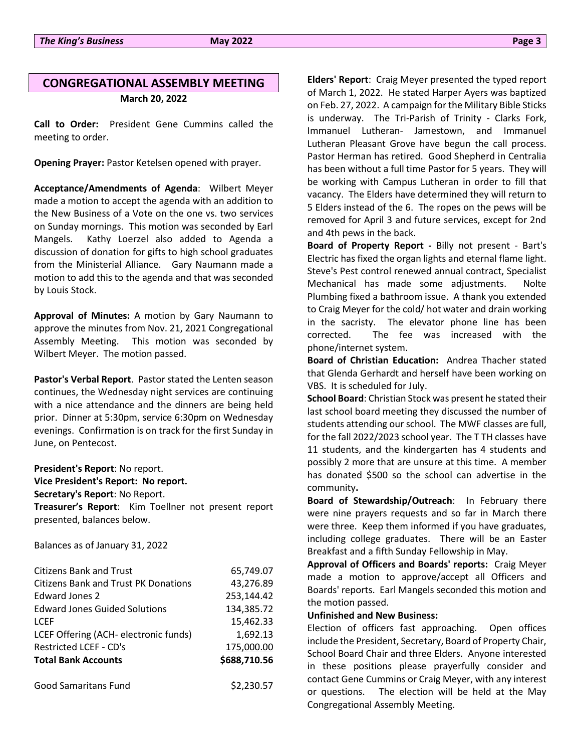## CONGREGATIONAL ASSEMBLY MEETING

**March 20, 2022**

**Call to Order:** President Gene Cummins called the meeting to order.

**Opening Prayer:** Pastor Ketelsen opened with prayer.

**Acceptance/Amendments of Agenda**: Wilbert Meyer made a motion to accept the agenda with an addition to the New Business of a Vote on the one vs. two services on Sunday mornings. This motion was seconded by Earl Mangels. Kathy Loerzel also added to Agenda a discussion of donation for gifts to high school graduates from the Ministerial Alliance. Gary Naumann made a motion to add this to the agenda and that was seconded by Louis Stock.

**Approval of Minutes:** A motion by Gary Naumann to approve the minutes from Nov. 21, 2021 Congregational Assembly Meeting. This motion was seconded by Wilbert Meyer. The motion passed.

**Pastor's Verbal Report**. Pastor stated the Lenten season continues, the Wednesday night services are continuing with a nice attendance and the dinners are being held prior. Dinner at 5:30pm, service 6:30pm on Wednesday evenings. Confirmation is on track for the first Sunday in June, on Pentecost.

**President's Report**: No report.
**Vice President's Report: No report.**
**Secretary's Report**: No Report.
**Treasurer's Report**: Kim Toellner not present report presented, balances below.

Balances as of January 31, 2022

| | |
|---|---|
| Citizens Bank and Trust | 65,749.07 |
| Citizens Bank and Trust PK Donations | 43,276.89 |
| Edward Jones 2 | 253,144.42 |
| Edward Jones Guided Solutions | 134,385.72 |
| LCEF | 15,462.33 |
| LCEF Offering (ACH- electronic funds) | 1,692.13 |
| Restricted LCEF - CD's | 175,000.00 |
| **Total Bank Accounts** | **$688,710.56** |
| | |
| Good Samaritans Fund | $2,230.57 |

**Elders' Report**: Craig Meyer presented the typed report of March 1, 2022. He stated Harper Ayers was baptized on Feb. 27, 2022. A campaign for the Military Bible Sticks is underway. The Tri-Parish of Trinity - Clarks Fork, Immanuel Lutheran- Jamestown, and Immanuel Lutheran Pleasant Grove have begun the call process. Pastor Herman has retired. Good Shepherd in Centralia has been without a full time Pastor for 5 years. They will be working with Campus Lutheran in order to fill that vacancy. The Elders have determined they will return to 5 Elders instead of the 6. The ropes on the pews will be removed for April 3 and future services, except for 2nd and 4th pews in the back.

**Board of Property Report -** Billy not present - Bart's Electric has fixed the organ lights and eternal flame light. Steve's Pest control renewed annual contract, Specialist Mechanical has made some adjustments. Nolte Plumbing fixed a bathroom issue. A thank you extended to Craig Meyer for the cold/ hot water and drain working in the sacristy. The elevator phone line has been corrected. The fee was increased with the phone/internet system.

**Board of Christian Education:** Andrea Thacher stated that Glenda Gerhardt and herself have been working on VBS. It is scheduled for July.

**School Board**: Christian Stock was present he stated their last school board meeting they discussed the number of students attending our school. The MWF classes are full, for the fall 2022/2023 school year. The T TH classes have 11 students, and the kindergarten has 4 students and possibly 2 more that are unsure at this time. A member has donated $500 so the school can advertise in the community**.**

**Board of Stewardship/Outreach**: In February there were nine prayers requests and so far in March there were three. Keep them informed if you have graduates, including college graduates. There will be an Easter Breakfast and a fifth Sunday Fellowship in May.

**Approval of Officers and Boards' reports:** Craig Meyer made a motion to approve/accept all Officers and Boards' reports. Earl Mangels seconded this motion and the motion passed.

**Unfinished and New Business:**

Election of officers fast approaching. Open offices include the President, Secretary, Board of Property Chair, School Board Chair and three Elders. Anyone interested in these positions please prayerfully consider and contact Gene Cummins or Craig Meyer, with any interest or questions. The election will be held at the May Congregational Assembly Meeting.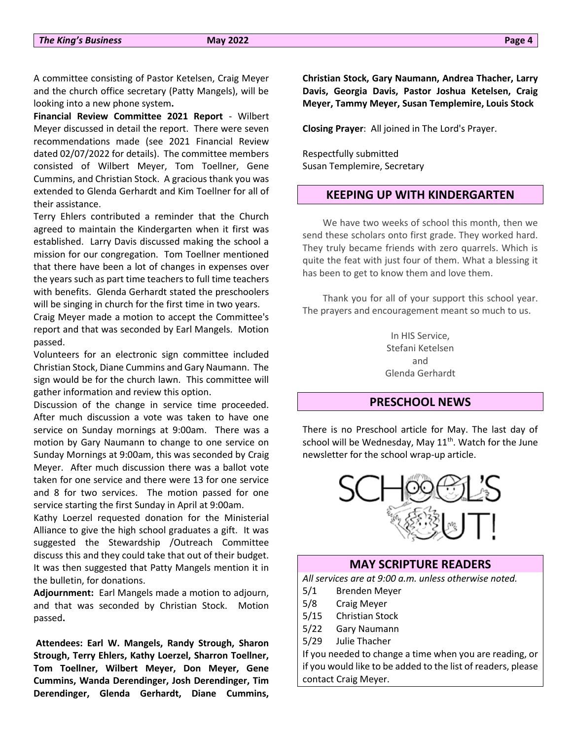A committee consisting of Pastor Ketelsen, Craig Meyer and the church office secretary (Patty Mangels), will be looking into a new phone system**.**

**Financial Review Committee 2021 Report** - Wilbert Meyer discussed in detail the report. There were seven recommendations made (see 2021 Financial Review dated 02/07/2022 for details). The committee members consisted of Wilbert Meyer, Tom Toellner, Gene Cummins, and Christian Stock. A gracious thank you was extended to Glenda Gerhardt and Kim Toellner for all of their assistance.

Terry Ehlers contributed a reminder that the Church agreed to maintain the Kindergarten when it first was established. Larry Davis discussed making the school a mission for our congregation. Tom Toellner mentioned that there have been a lot of changes in expenses over the years such as part time teachers to full time teachers with benefits. Glenda Gerhardt stated the preschoolers will be singing in church for the first time in two years.

Craig Meyer made a motion to accept the Committee's report and that was seconded by Earl Mangels. Motion passed.

Volunteers for an electronic sign committee included Christian Stock, Diane Cummins and Gary Naumann. The sign would be for the church lawn. This committee will gather information and review this option.

Discussion of the change in service time proceeded. After much discussion a vote was taken to have one service on Sunday mornings at 9:00am. There was a motion by Gary Naumann to change to one service on Sunday Mornings at 9:00am, this was seconded by Craig Meyer. After much discussion there was a ballot vote taken for one service and there were 13 for one service and 8 for two services. The motion passed for one service starting the first Sunday in April at 9:00am.

Kathy Loerzel requested donation for the Ministerial Alliance to give the high school graduates a gift. It was suggested the Stewardship /Outreach Committee discuss this and they could take that out of their budget. It was then suggested that Patty Mangels mention it in the bulletin, for donations.

**Adjournment:** Earl Mangels made a motion to adjourn, and that was seconded by Christian Stock. Motion passed**.**

**Attendees: Earl W. Mangels, Randy Strough, Sharon Strough, Terry Ehlers, Kathy Loerzel, Sharron Toellner, Tom Toellner, Wilbert Meyer, Don Meyer, Gene Cummins, Wanda Derendinger, Josh Derendinger, Tim Derendinger, Glenda Gerhardt, Diane Cummins, Christian Stock, Gary Naumann, Andrea Thacher, Larry Davis, Georgia Davis, Pastor Joshua Ketelsen, Craig Meyer, Tammy Meyer, Susan Templemire, Louis Stock**

**Closing Prayer**: All joined in The Lord's Prayer.

Respectfully submitted
Susan Templemire, Secretary

## KEEPING UP WITH KINDERGARTEN

We have two weeks of school this month, then we send these scholars onto first grade. They worked hard. They truly became friends with zero quarrels. Which is quite the feat with just four of them. What a blessing it has been to get to know them and love them.

Thank you for all of your support this school year. The prayers and encouragement meant so much to us.

In HIS Service,
Stefani Ketelsen
and
Glenda Gerhardt

## PRESCHOOL NEWS

There is no Preschool article for May. The last day of school will be Wednesday, May 11th. Watch for the June newsletter for the school wrap-up article.

SCHOOL'S OUT!

## MAY SCRIPTURE READERS

*All services are at 9:00 a.m. unless otherwise noted.*

- 5/1 Brenden Meyer
- 5/8 Craig Meyer
- 5/15 Christian Stock
- 5/22 Gary Naumann
- 5/29 Julie Thacher

If you needed to change a time when you are reading, or if you would like to be added to the list of readers, please contact Craig Meyer.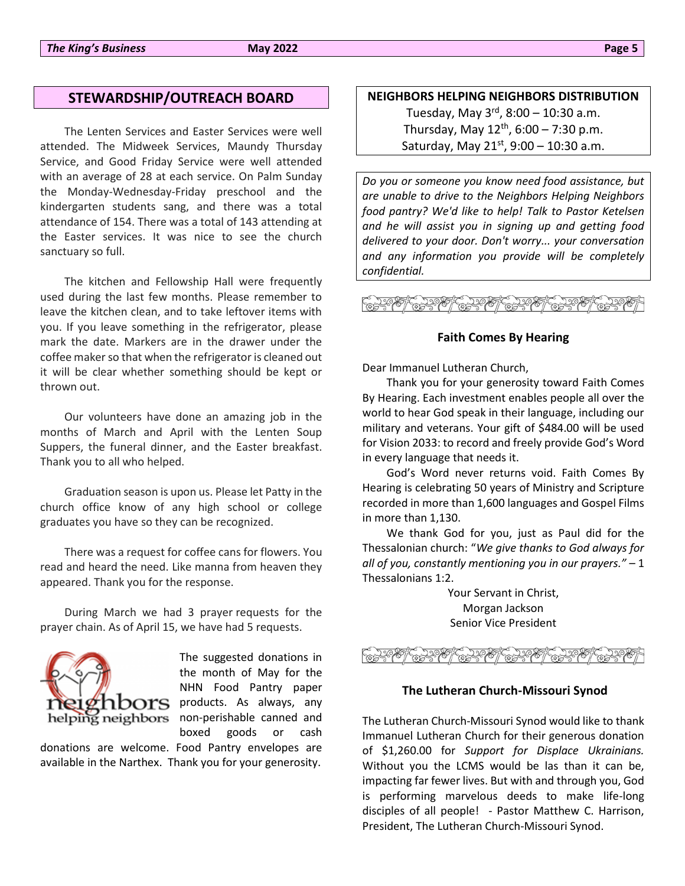## STEWARDSHIP/OUTREACH BOARD

The Lenten Services and Easter Services were well attended. The Midweek Services, Maundy Thursday Service, and Good Friday Service were well attended with an average of 28 at each service. On Palm Sunday the Monday-Wednesday-Friday preschool and the kindergarten students sang, and there was a total attendance of 154. There was a total of 143 attending at the Easter services. It was nice to see the church sanctuary so full.

The kitchen and Fellowship Hall were frequently used during the last few months. Please remember to leave the kitchen clean, and to take leftover items with you. If you leave something in the refrigerator, please mark the date. Markers are in the drawer under the coffee maker so that when the refrigerator is cleaned out it will be clear whether something should be kept or thrown out.

Our volunteers have done an amazing job in the months of March and April with the Lenten Soup Suppers, the funeral dinner, and the Easter breakfast. Thank you to all who helped.

Graduation season is upon us. Please let Patty in the church office know of any high school or college graduates you have so they can be recognized.

There was a request for coffee cans for flowers. You read and heard the need. Like manna from heaven they appeared. Thank you for the response.

During March we had 3 prayer requests for the prayer chain. As of April 15, we have had 5 requests.

The suggested donations in the month of May for the NHN Food Pantry paper products. As always, any non-perishable canned and boxed goods or cash donations are welcome. Food Pantry envelopes are available in the Narthex. Thank you for your generosity.

**NEIGHBORS HELPING NEIGHBORS DISTRIBUTION**

Tuesday, May 3rd, 8:00 – 10:30 a.m.
Thursday, May 12th, 6:00 – 7:30 p.m.
Saturday, May 21st, 9:00 – 10:30 a.m.

*Do you or someone you know need food assistance, but are unable to drive to the Neighbors Helping Neighbors food pantry? We'd like to help! Talk to Pastor Ketelsen and he will assist you in signing up and getting food delivered to your door. Don't worry... your conversation and any information you provide will be completely confidential.*

### Faith Comes By Hearing

Dear Immanuel Lutheran Church,

Thank you for your generosity toward Faith Comes By Hearing. Each investment enables people all over the world to hear God speak in their language, including our military and veterans. Your gift of $484.00 will be used for Vision 2033: to record and freely provide God's Word in every language that needs it.

God's Word never returns void. Faith Comes By Hearing is celebrating 50 years of Ministry and Scripture recorded in more than 1,600 languages and Gospel Films in more than 1,130.

We thank God for you, just as Paul did for the Thessalonian church: "*We give thanks to God always for all of you, constantly mentioning you in our prayers."* – 1 Thessalonians 1:2.

Your Servant in Christ,
Morgan Jackson
Senior Vice President

### The Lutheran Church-Missouri Synod

The Lutheran Church-Missouri Synod would like to thank Immanuel Lutheran Church for their generous donation of $1,260.00 for *Support for Displace Ukrainians.* Without you the LCMS would be las than it can be, impacting far fewer lives. But with and through you, God is performing marvelous deeds to make life-long disciples of all people! - Pastor Matthew C. Harrison, President, The Lutheran Church-Missouri Synod.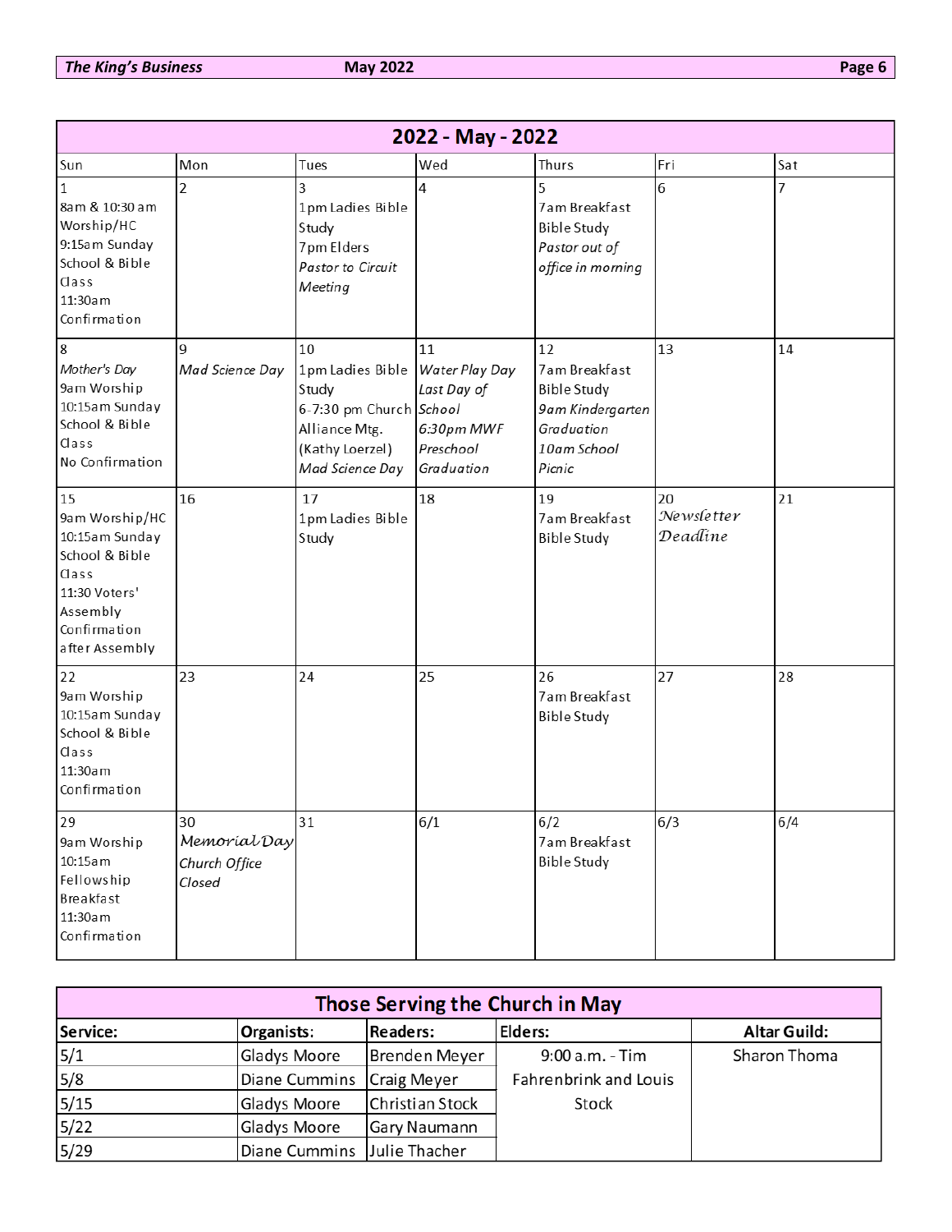## 2022 - May - 2022

| Sun | Mon | Tues | Wed | Thurs | Fri | Sat |
|---|---|---|---|---|---|---|
| 1<br>8am & 10:30 am Worship/HC<br>9:15am Sunday School & Bible Class<br>11:30am Confirmation | 2 | 3<br>1pm Ladies Bible Study<br>7pm Elders<br>*Pastor to Circuit Meeting* | 4 | 5<br>7am Breakfast Bible Study<br>*Pastor out of office in morning* | 6 | 7 |
| 8<br>*Mother's Day*<br>9am Worship<br>10:15am Sunday School & Bible Class<br>No Confirmation | 9<br>*Mad Science Day* | 10<br>1pm Ladies Bible Study<br>6-7:30 pm Church Alliance Mtg. (Kathy Loerzel)<br>*Mad Science Day* | 11<br>*Water Play Day*<br>*Last Day of School*<br>*6:30pm MWF Preschool Graduation* | 12<br>7am Breakfast Bible Study<br>*9am Kindergarten Graduation*<br>*10am School Picnic* | 13 | 14 |
| 15<br>9am Worship/HC<br>10:15am Sunday School & Bible Class<br>11:30 Voters' Assembly<br>Confirmation after Assembly | 16 | 17<br>1pm Ladies Bible Study | 18 | 19<br>7am Breakfast Bible Study | 20<br>*Newsletter Deadline* | 21 |
| 22<br>9am Worship<br>10:15am Sunday School & Bible Class<br>11:30am Confirmation | 23 | 24 | 25 | 26<br>7am Breakfast Bible Study | 27 | 28 |
| 29<br>9am Worship<br>10:15am Fellowship Breakfast<br>11:30am Confirmation | 30<br>*Memorial Day*<br>*Church Office Closed* | 31 | 6/1 | 6/2<br>7am Breakfast Bible Study | 6/3 | 6/4 |

## Those Serving the Church in May

| Service: | Organists: | Readers: | Elders: | Altar Guild: |
|---|---|---|---|---|
| 5/1 | Gladys Moore | Brenden Meyer | 9:00 a.m. - Tim Fahrenbrink and Louis Stock | Sharon Thoma |
| 5/8 | Diane Cummins | Craig Meyer | | |
| 5/15 | Gladys Moore | Christian Stock | | |
| 5/22 | Gladys Moore | Gary Naumann | | |
| 5/29 | Diane Cummins | Julie Thacher | | |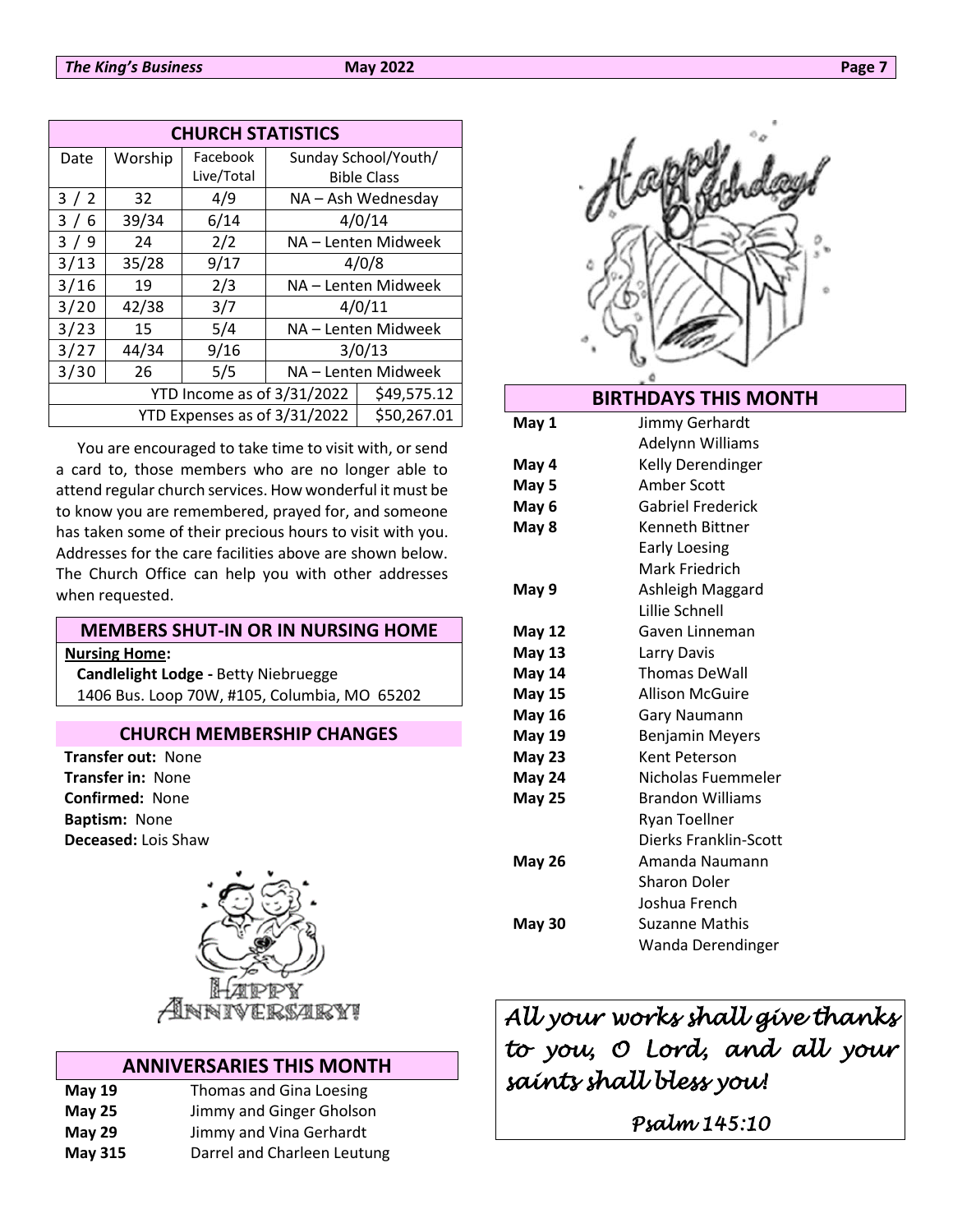## CHURCH STATISTICS

| Date | Worship | Facebook Live/Total | Sunday School/Youth/ Bible Class |
|---|---|---|---|
| 3 / 2 | 32 | 4/9 | NA – Ash Wednesday |
| 3 / 6 | 39/34 | 6/14 | 4/0/14 |
| 3 / 9 | 24 | 2/2 | NA – Lenten Midweek |
| 3/13 | 35/28 | 9/17 | 4/0/8 |
| 3/16 | 19 | 2/3 | NA – Lenten Midweek |
| 3/20 | 42/38 | 3/7 | 4/0/11 |
| 3/23 | 15 | 5/4 | NA – Lenten Midweek |
| 3/27 | 44/34 | 9/16 | 3/0/13 |
| 3/30 | 26 | 5/5 | NA – Lenten Midweek |
| YTD Income as of 3/31/2022 | | | $49,575.12 |
| YTD Expenses as of 3/31/2022 | | | $50,267.01 |

You are encouraged to take time to visit with, or send a card to, those members who are no longer able to attend regular church services. How wonderful it must be to know you are remembered, prayed for, and someone has taken some of their precious hours to visit with you. Addresses for the care facilities above are shown below. The Church Office can help you with other addresses when requested.

## MEMBERS SHUT-IN OR IN NURSING HOME

**Nursing Home:**

**Candlelight Lodge -** Betty Niebruegge
1406 Bus. Loop 70W, #105, Columbia, MO 65202

## CHURCH MEMBERSHIP CHANGES

**Transfer out:** None
**Transfer in:** None
**Confirmed:** None
**Baptism:** None
**Deceased:** Lois Shaw

## ANNIVERSARIES THIS MONTH

| | |
|---|---|
| **May 19** | Thomas and Gina Loesing |
| **May 25** | Jimmy and Ginger Gholson |
| **May 29** | Jimmy and Vina Gerhardt |
| **May 315** | Darrel and Charleen Leutung |

## BIRTHDAYS THIS MONTH

| | |
|---|---|
| **May 1** | Jimmy Gerhardt |
| | Adelynn Williams |
| **May 4** | Kelly Derendinger |
| **May 5** | Amber Scott |
| **May 6** | Gabriel Frederick |
| **May 8** | Kenneth Bittner |
| | Early Loesing |
| | Mark Friedrich |
| **May 9** | Ashleigh Maggard |
| | Lillie Schnell |
| **May 12** | Gaven Linneman |
| **May 13** | Larry Davis |
| **May 14** | Thomas DeWall |
| **May 15** | Allison McGuire |
| **May 16** | Gary Naumann |
| **May 19** | Benjamin Meyers |
| **May 23** | Kent Peterson |
| **May 24** | Nicholas Fuemmeler |
| **May 25** | Brandon Williams |
| | Ryan Toellner |
| | Dierks Franklin-Scott |
| **May 26** | Amanda Naumann |
| | Sharon Doler |
| | Joshua French |
| **May 30** | Suzanne Mathis |
| | Wanda Derendinger |

*All your works shall give thanks to you, O Lord, and all your saints shall bless you!*

*Psalm 145:10*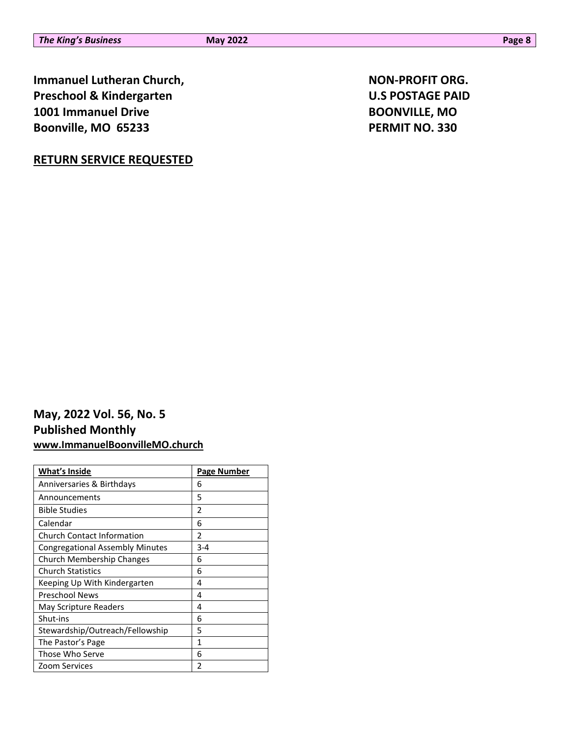**Immanuel Lutheran Church,**
**Preschool & Kindergarten**
**1001 Immanuel Drive**
**Boonville, MO 65233**

**NON-PROFIT ORG.**
**U.S POSTAGE PAID**
**BOONVILLE, MO**
**PERMIT NO. 330**

**RETURN SERVICE REQUESTED**

**May, 2022 Vol. 56, No. 5**
**Published Monthly**
**www.ImmanuelBoonvilleMO.church**

| What's Inside | Page Number |
|---|---|
| Anniversaries & Birthdays | 6 |
| Announcements | 5 |
| Bible Studies | 2 |
| Calendar | 6 |
| Church Contact Information | 2 |
| Congregational Assembly Minutes | 3-4 |
| Church Membership Changes | 6 |
| Church Statistics | 6 |
| Keeping Up With Kindergarten | 4 |
| Preschool News | 4 |
| May Scripture Readers | 4 |
| Shut-ins | 6 |
| Stewardship/Outreach/Fellowship | 5 |
| The Pastor's Page | 1 |
| Those Who Serve | 6 |
| Zoom Services | 2 |